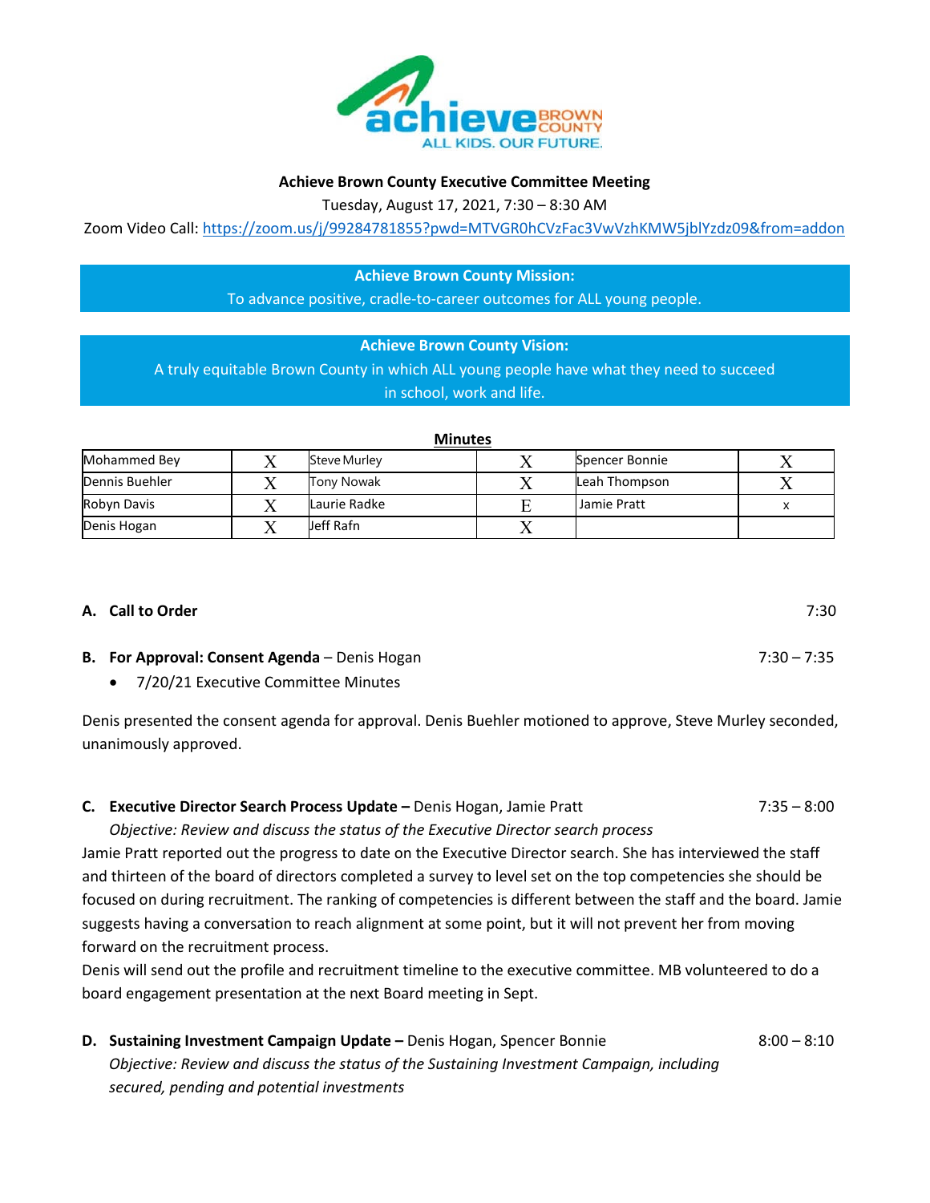**Achieve Brown County Executive Committee Meeting**

Tuesday, August 17, 2021, 7:30 – 8:30 AM

Zoom Video Call: https://zoom.us/j/99284781855?pwd=MTVGR0hCVzFac3VwVzhKMW5jblYzdz09&from=addon

**Achieve Brown County Mission:**
To advance positive, cradle-to-career outcomes for ALL young people.

**Achieve Brown County Vision:**
A truly equitable Brown County in which ALL young people have what they need to succeed in school, work and life.

**Minutes**

| | | | | | |
|---|---|---|---|---|---|
| Mohammed Bey | X | Steve Murley | X | Spencer Bonnie | X |
| Dennis Buehler | X | Tony Nowak | X | Leah Thompson | X |
| Robyn Davis | X | Laurie Radke | E | Jamie Pratt | x |
| Denis Hogan | X | Jeff Rafn | X | | |

**A. Call to Order** 7:30

**B. For Approval: Consent Agenda** – Denis Hogan 7:30 – 7:35

- 7/20/21 Executive Committee Minutes

Denis presented the consent agenda for approval. Denis Buehler motioned to approve, Steve Murley seconded, unanimously approved.

**C. Executive Director Search Process Update –** Denis Hogan, Jamie Pratt 7:35 – 8:00

*Objective: Review and discuss the status of the Executive Director search process*

Jamie Pratt reported out the progress to date on the Executive Director search. She has interviewed the staff and thirteen of the board of directors completed a survey to level set on the top competencies she should be focused on during recruitment. The ranking of competencies is different between the staff and the board. Jamie suggests having a conversation to reach alignment at some point, but it will not prevent her from moving forward on the recruitment process.

Denis will send out the profile and recruitment timeline to the executive committee. MB volunteered to do a board engagement presentation at the next Board meeting in Sept.

**D. Sustaining Investment Campaign Update –** Denis Hogan, Spencer Bonnie 8:00 – 8:10

*Objective: Review and discuss the status of the Sustaining Investment Campaign, including secured, pending and potential investments*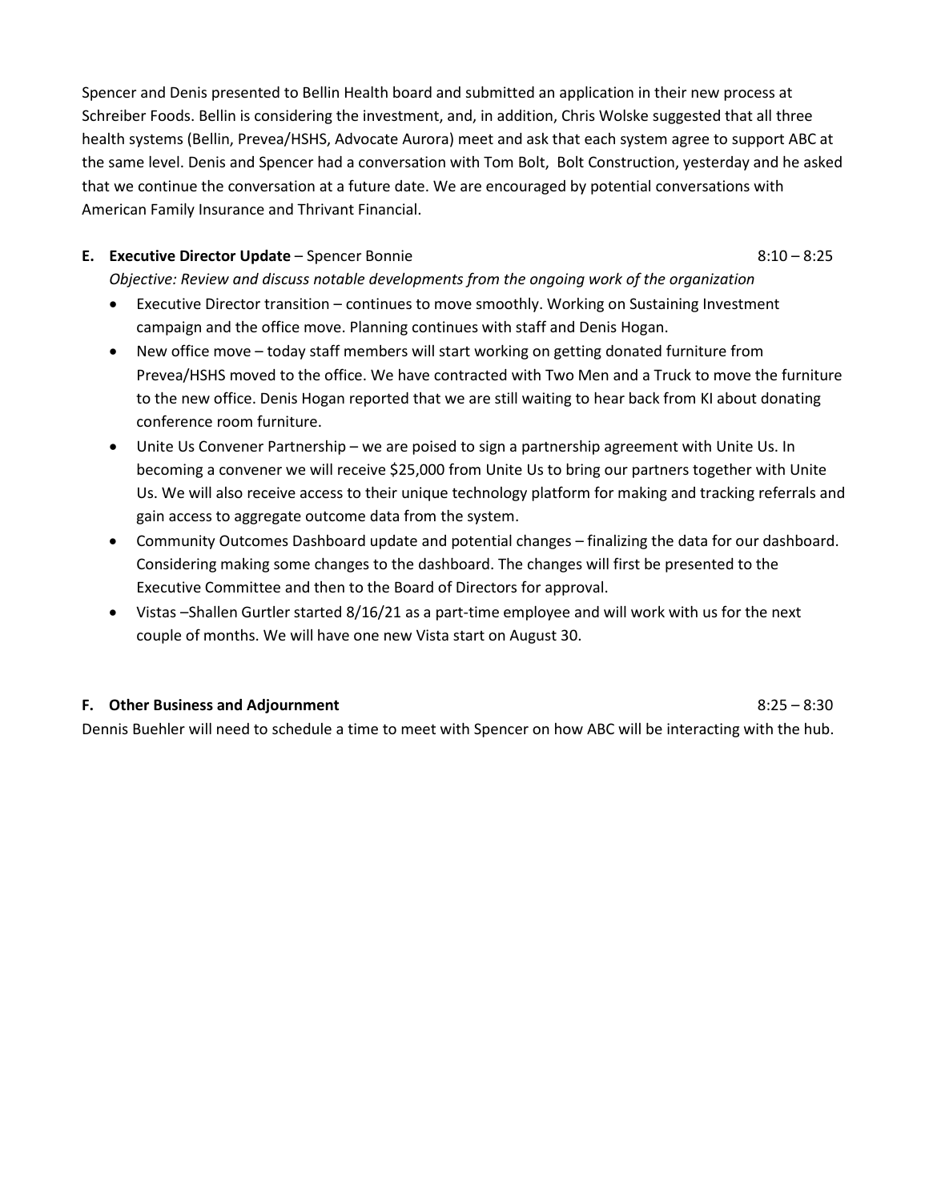Spencer and Denis presented to Bellin Health board and submitted an application in their new process at Schreiber Foods. Bellin is considering the investment, and, in addition, Chris Wolske suggested that all three health systems (Bellin, Prevea/HSHS, Advocate Aurora) meet and ask that each system agree to support ABC at the same level. Denis and Spencer had a conversation with Tom Bolt, Bolt Construction, yesterday and he asked that we continue the conversation at a future date. We are encouraged by potential conversations with American Family Insurance and Thrivant Financial.

**E. Executive Director Update** – Spencer Bonnie 8:10 – 8:25

*Objective: Review and discuss notable developments from the ongoing work of the organization*

- Executive Director transition – continues to move smoothly. Working on Sustaining Investment campaign and the office move. Planning continues with staff and Denis Hogan.
- New office move – today staff members will start working on getting donated furniture from Prevea/HSHS moved to the office. We have contracted with Two Men and a Truck to move the furniture to the new office. Denis Hogan reported that we are still waiting to hear back from KI about donating conference room furniture.
- Unite Us Convener Partnership – we are poised to sign a partnership agreement with Unite Us. In becoming a convener we will receive $25,000 from Unite Us to bring our partners together with Unite Us. We will also receive access to their unique technology platform for making and tracking referrals and gain access to aggregate outcome data from the system.
- Community Outcomes Dashboard update and potential changes – finalizing the data for our dashboard. Considering making some changes to the dashboard. The changes will first be presented to the Executive Committee and then to the Board of Directors for approval.
- Vistas –Shallen Gurtler started 8/16/21 as a part-time employee and will work with us for the next couple of months. We will have one new Vista start on August 30.

**F. Other Business and Adjournment** 8:25 – 8:30

Dennis Buehler will need to schedule a time to meet with Spencer on how ABC will be interacting with the hub.